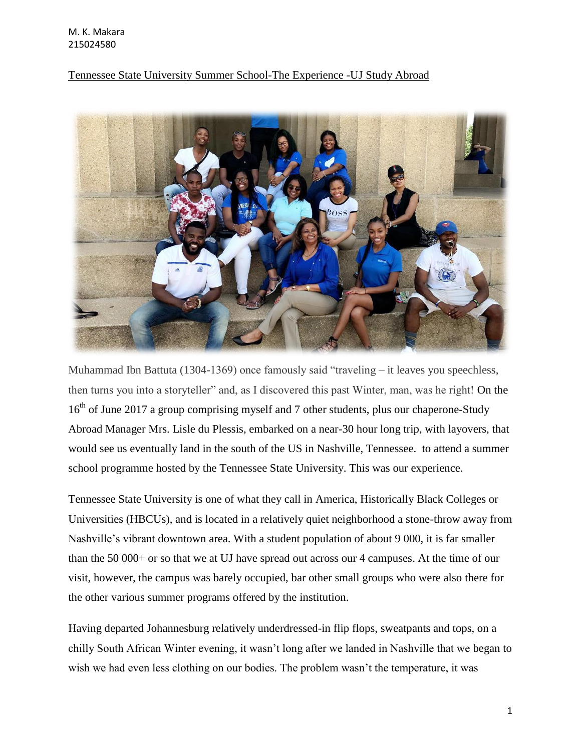M. K. Makara
215024580

Tennessee State University Summer School-The Experience -UJ Study Abroad

Muhammad Ibn Battuta (1304-1369) once famously said "traveling – it leaves you speechless, then turns you into a storyteller" and, as I discovered this past Winter, man, was he right! On the 16th of June 2017 a group comprising myself and 7 other students, plus our chaperone-Study Abroad Manager Mrs. Lisle du Plessis, embarked on a near-30 hour long trip, with layovers, that would see us eventually land in the south of the US in Nashville, Tennessee. to attend a summer school programme hosted by the Tennessee State University. This was our experience.

Tennessee State University is one of what they call in America, Historically Black Colleges or Universities (HBCUs), and is located in a relatively quiet neighborhood a stone-throw away from Nashville's vibrant downtown area. With a student population of about 9 000, it is far smaller than the 50 000+ or so that we at UJ have spread out across our 4 campuses. At the time of our visit, however, the campus was barely occupied, bar other small groups who were also there for the other various summer programs offered by the institution.

Having departed Johannesburg relatively underdressed-in flip flops, sweatpants and tops, on a chilly South African Winter evening, it wasn't long after we landed in Nashville that we began to wish we had even less clothing on our bodies. The problem wasn't the temperature, it was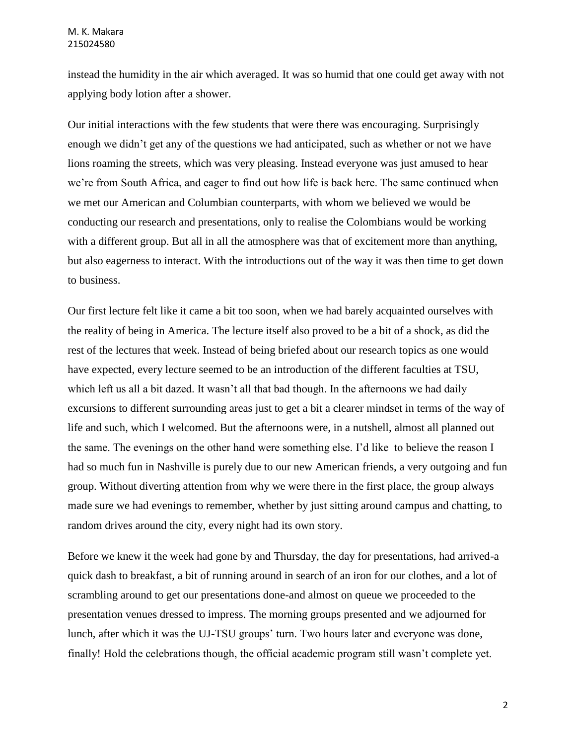instead the humidity in the air which averaged. It was so humid that one could get away with not applying body lotion after a shower.

Our initial interactions with the few students that were there was encouraging. Surprisingly enough we didn't get any of the questions we had anticipated, such as whether or not we have lions roaming the streets, which was very pleasing. Instead everyone was just amused to hear we're from South Africa, and eager to find out how life is back here. The same continued when we met our American and Columbian counterparts, with whom we believed we would be conducting our research and presentations, only to realise the Colombians would be working with a different group. But all in all the atmosphere was that of excitement more than anything, but also eagerness to interact. With the introductions out of the way it was then time to get down to business.

Our first lecture felt like it came a bit too soon, when we had barely acquainted ourselves with the reality of being in America. The lecture itself also proved to be a bit of a shock, as did the rest of the lectures that week. Instead of being briefed about our research topics as one would have expected, every lecture seemed to be an introduction of the different faculties at TSU, which left us all a bit dazed. It wasn't all that bad though. In the afternoons we had daily excursions to different surrounding areas just to get a bit a clearer mindset in terms of the way of life and such, which I welcomed. But the afternoons were, in a nutshell, almost all planned out the same. The evenings on the other hand were something else. I'd like to believe the reason I had so much fun in Nashville is purely due to our new American friends, a very outgoing and fun group. Without diverting attention from why we were there in the first place, the group always made sure we had evenings to remember, whether by just sitting around campus and chatting, to random drives around the city, every night had its own story.

Before we knew it the week had gone by and Thursday, the day for presentations, had arrived-a quick dash to breakfast, a bit of running around in search of an iron for our clothes, and a lot of scrambling around to get our presentations done-and almost on queue we proceeded to the presentation venues dressed to impress. The morning groups presented and we adjourned for lunch, after which it was the UJ-TSU groups' turn. Two hours later and everyone was done, finally! Hold the celebrations though, the official academic program still wasn't complete yet.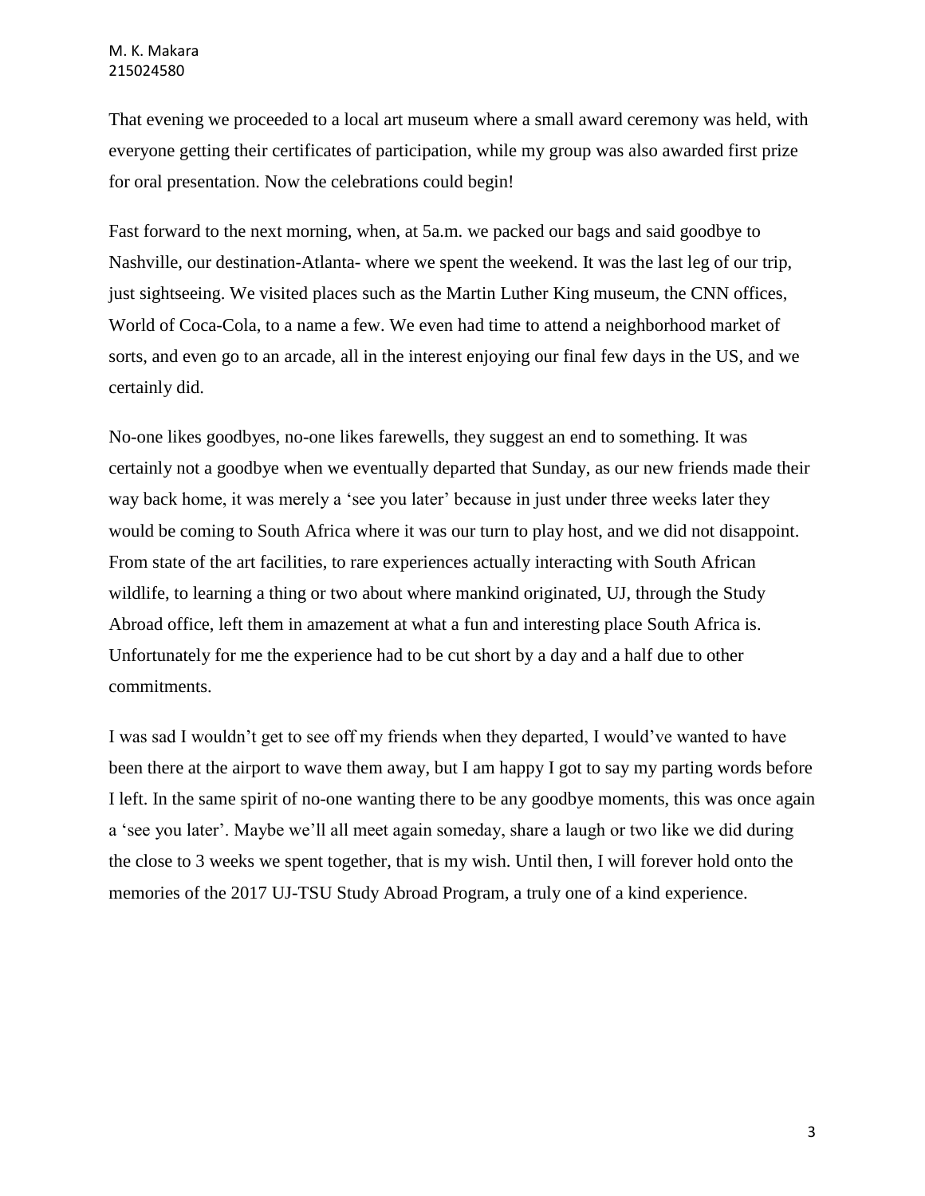That evening we proceeded to a local art museum where a small award ceremony was held, with everyone getting their certificates of participation, while my group was also awarded first prize for oral presentation. Now the celebrations could begin!

Fast forward to the next morning, when, at 5a.m. we packed our bags and said goodbye to Nashville, our destination-Atlanta- where we spent the weekend. It was the last leg of our trip, just sightseeing. We visited places such as the Martin Luther King museum, the CNN offices, World of Coca-Cola, to a name a few. We even had time to attend a neighborhood market of sorts, and even go to an arcade, all in the interest enjoying our final few days in the US, and we certainly did.

No-one likes goodbyes, no-one likes farewells, they suggest an end to something. It was certainly not a goodbye when we eventually departed that Sunday, as our new friends made their way back home, it was merely a 'see you later' because in just under three weeks later they would be coming to South Africa where it was our turn to play host, and we did not disappoint. From state of the art facilities, to rare experiences actually interacting with South African wildlife, to learning a thing or two about where mankind originated, UJ, through the Study Abroad office, left them in amazement at what a fun and interesting place South Africa is. Unfortunately for me the experience had to be cut short by a day and a half due to other commitments.

I was sad I wouldn't get to see off my friends when they departed, I would've wanted to have been there at the airport to wave them away, but I am happy I got to say my parting words before I left. In the same spirit of no-one wanting there to be any goodbye moments, this was once again a 'see you later'. Maybe we'll all meet again someday, share a laugh or two like we did during the close to 3 weeks we spent together, that is my wish. Until then, I will forever hold onto the memories of the 2017 UJ-TSU Study Abroad Program, a truly one of a kind experience.